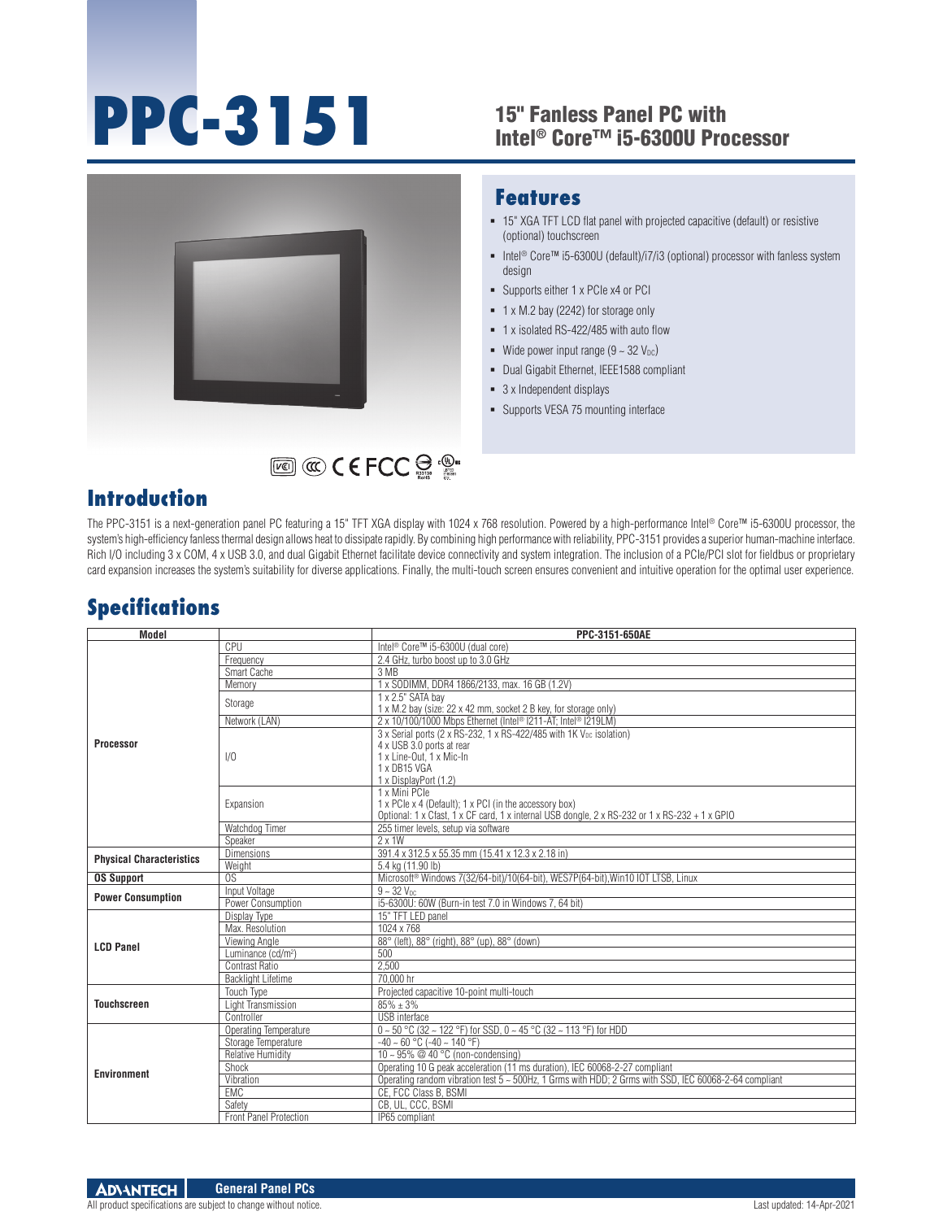# PPC-3151

## 15" Fanless Panel PC with Intel® Core™ i5-6300U Processor

## Features

- 15" XGA TFT LCD flat panel with projected capacitive (default) or resistive (optional) touchscreen
- Intel® Core™ i5-6300U (default)/i7/i3 (optional) processor with fanless system design
- Supports either 1 x PCIe x4 or PCI
- 1 x M.2 bay (2242) for storage only
- 1 x isolated RS-422/485 with auto flow
- Wide power input range (9 ~ 32 $V_{DC}$)
- Dual Gigabit Ethernet, IEEE1588 compliant
- 3 x Independent displays
- Supports VESA 75 mounting interface

## Introduction

The PPC-3151 is a next-generation panel PC featuring a 15" TFT XGA display with 1024 x 768 resolution. Powered by a high-performance Intel® Core™ i5-6300U processor, the system's high-efficiency fanless thermal design allows heat to dissipate rapidly. By combining high performance with reliability, PPC-3151 provides a superior human-machine interface. Rich I/O including 3 x COM, 4 x USB 3.0, and dual Gigabit Ethernet facilitate device connectivity and system integration. The inclusion of a PCIe/PCI slot for fieldbus or proprietary card expansion increases the system's suitability for diverse applications. Finally, the multi-touch screen ensures convenient and intuitive operation for the optimal user experience.

## Specifications

| Model | | PPC-3151-650AE |
|---|---|---|
| Processor | CPU | Intel® Core™ i5-6300U (dual core) |
| | Frequency | 2.4 GHz, turbo boost up to 3.0 GHz |
| | Smart Cache | 3 MB |
| | Memory | 1 x SODIMM, DDR4 1866/2133, max. 16 GB (1.2V) |
| | Storage | 1 x 2.5" SATA bay<br>1 x M.2 bay (size: 22 x 42 mm, socket 2 B key, for storage only) |
| | Network (LAN) | 2 x 10/100/1000 Mbps Ethernet (Intel® I211-AT; Intel® I219LM) |
| | I/O | 3 x Serial ports (2 x RS-232, 1 x RS-422/485 with 1K $V_{DC}$ isolation)<br>4 x USB 3.0 ports at rear<br>1 x Line-Out, 1 x Mic-In<br>1 x DB15 VGA<br>1 x DisplayPort (1.2) |
| | Expansion | 1 x Mini PCIe<br>1 x PCIe x 4 (Default); 1 x PCI (in the accessory box)<br>Optional: 1 x Cfast, 1 x CF card, 1 x internal USB dongle, 2 x RS-232 or 1 x RS-232 + 1 x GPIO |
| | Watchdog Timer | 255 timer levels, setup via software |
| | Speaker | 2 x 1W |
| Physical Characteristics | Dimensions | 391.4 x 312.5 x 55.35 mm (15.41 x 12.3 x 2.18 in) |
| | Weight | 5.4 kg (11.90 lb) |
| OS Support | OS | Microsoft® Windows 7(32/64-bit)/10(64-bit), WES7P(64-bit),Win10 IOT LTSB, Linux |
| Power Consumption | Input Voltage | 9 ~ 32 $V_{DC}$ |
| | Power Consumption | i5-6300U: 60W (Burn-in test 7.0 in Windows 7, 64 bit) |
| LCD Panel | Display Type | 15" TFT LED panel |
| | Max. Resolution | 1024 x 768 |
| | Viewing Angle | 88° (left), 88° (right), 88° (up), 88° (down) |
| | Luminance (cd/m²) | 500 |
| | Contrast Ratio | 2,500 |
| | Backlight Lifetime | 70,000 hr |
| Touchscreen | Touch Type | Projected capacitive 10-point multi-touch |
| | Light Transmission | 85% ± 3% |
| | Controller | USB interface |
| Environment | Operating Temperature | 0 ~ 50 °C (32 ~ 122 °F) for SSD, 0 ~ 45 °C (32 ~ 113 °F) for HDD |
| | Storage Temperature | -40 ~ 60 °C (-40 ~ 140 °F) |
| | Relative Humidity | 10 ~ 95% @ 40 °C (non-condensing) |
| | Shock | Operating 10 G peak acceleration (11 ms duration), IEC 60068-2-27 compliant |
| | Vibration | Operating random vibration test 5 ~ 500Hz, 1 Grms with HDD; 2 Grms with SSD, IEC 60068-2-64 compliant |
| | EMC | CE, FCC Class B, BSMI |
| | Safety | CB, UL, CCC, BSMI |
| | Front Panel Protection | IP65 compliant |

All product specifications are subject to change without notice.

Last updated: 14-Apr-2021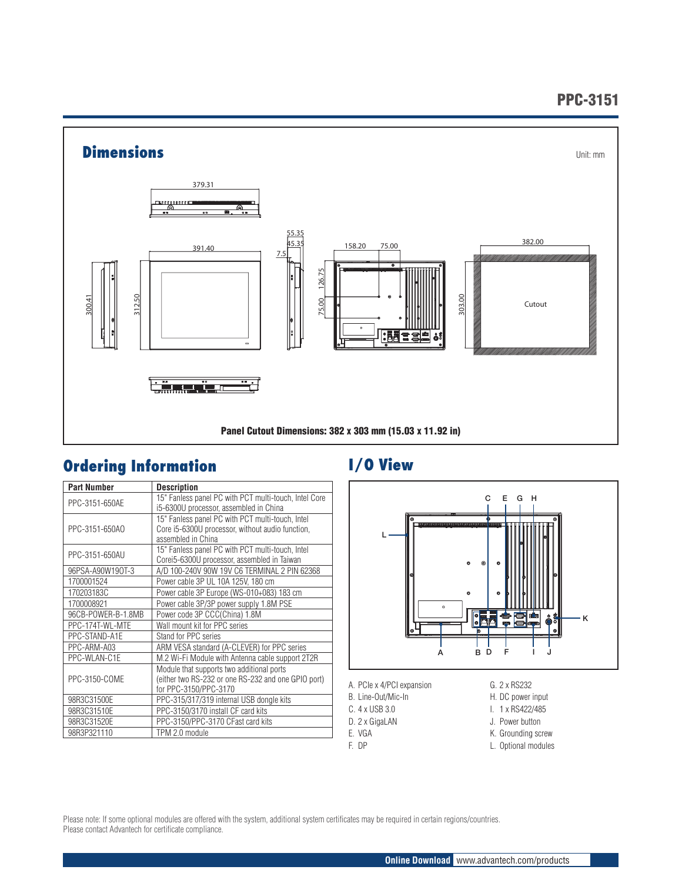# PPC-3151

## Dimensions

Unit: mm

379.31

391.40

300.41

312.50

55.35

45.35

7.5

126.75

75.00

158.20

75.00

303.00

382.00

Cutout

**Panel Cutout Dimensions: 382 x 303 mm (15.03 x 11.92 in)**

## Ordering Information

| Part Number | Description |
|---|---|
| PPC-3151-650AE | 15" Fanless panel PC with PCT multi-touch, Intel Core i5-6300U processor, assembled in China |
| PPC-3151-650AO | 15" Fanless panel PC with PCT multi-touch, Intel Core i5-6300U processor, without audio function, assembled in China |
| PPC-3151-650AU | 15" Fanless panel PC with PCT multi-touch, Intel Corei5-6300U processor, assembled in Taiwan |
| 96PSA-A90W19OT-3 | A/D 100-240V 90W 19V C6 TERMINAL 2 PIN 62368 |
| 1700001524 | Power cable 3P UL 10A 125V, 180 cm |
| 170203183C | Power cable 3P Europe (WS-010+083) 183 cm |
| 1700008921 | Power cable 3P/3P power supply 1.8M PSE |
| 96CB-POWER-B-1.8MB | Power code 3P CCC(China) 1.8M |
| PPC-174T-WL-MTE | Wall mount kit for PPC series |
| PPC-STAND-A1E | Stand for PPC series |
| PPC-ARM-A03 | ARM VESA standard (A-CLEVER) for PPC series |
| PPC-WLAN-C1E | M.2 Wi-Fi Module with Antenna cable support 2T2R |
| PPC-3150-COME | Module that supports two additional ports (either two RS-232 or one RS-232 and one GPIO port) for PPC-3150/PPC-3170 |
| 98R3C31500E | PPC-315/317/319 internal USB dongle kits |
| 98R3C31510E | PPC-3150/3170 install CF card kits |
| 98R3C31520E | PPC-3150/PPC-3170 CFast card kits |
| 98R3P321110 | TPM 2.0 module |

## I/O View

C E G H

L

K

A B D F I J

- A. PCIe x 4/PCI expansion
- B. Line-Out/Mic-In
- C. 4 x USB 3.0
- D. 2 x GigaLAN
- E. VGA
- F. DP
- G. 2 x RS232
- H. DC power input
- I. 1 x RS422/485
- J. Power button
- K. Grounding screw
- L. Optional modules

Please note: If some optional modules are offered with the system, additional system certificates may be required in certain regions/countries.
Please contact Advantech for certificate compliance.

**Online Download** www.advantech.com/products